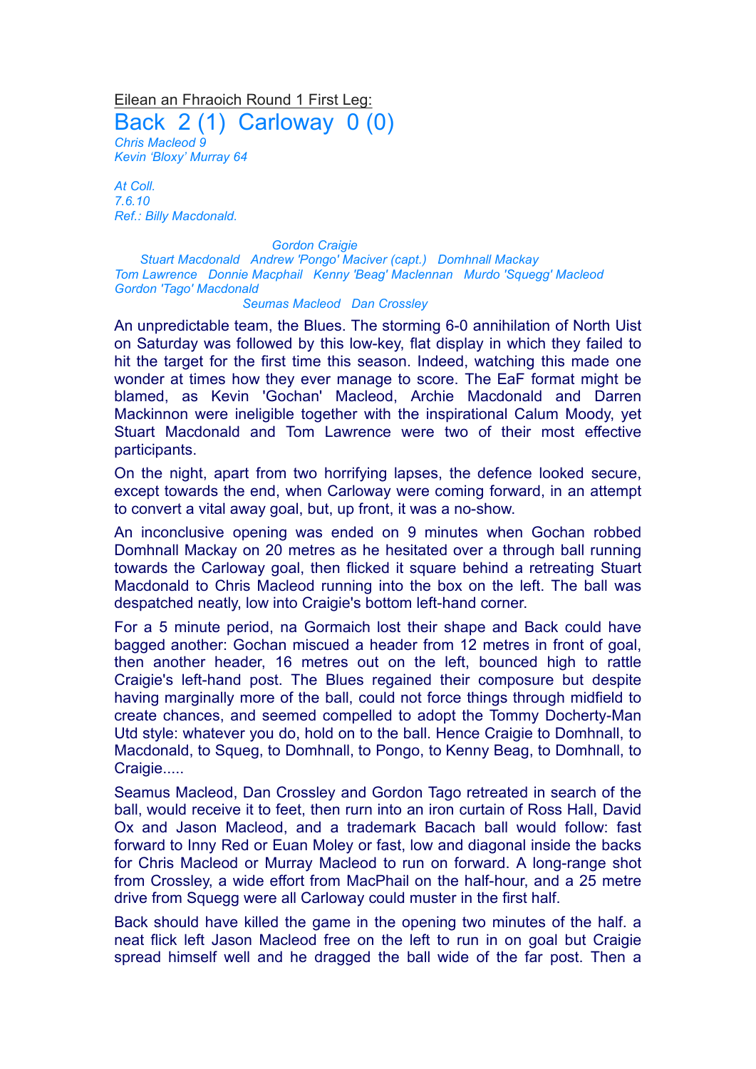Eilean an Fhraoich Round 1 First Leg:

# Back 2 (1) Carloway 0 (0)

*Chris Macleod 9*
*Kevin 'Bloxy' Murray 64*

*At Coll.*
*7.6.10*
*Ref.: Billy Macdonald.*

*Gordon Craigie*
*Stuart Macdonald Andrew 'Pongo' Maciver (capt.) Domhnall Mackay*
*Tom Lawrence Donnie Macphail Kenny 'Beag' Maclennan Murdo 'Squegg' Macleod*
*Gordon 'Tago' Macdonald*
*Seumas Macleod Dan Crossley*

An unpredictable team, the Blues. The storming 6-0 annihilation of North Uist on Saturday was followed by this low-key, flat display in which they failed to hit the target for the first time this season. Indeed, watching this made one wonder at times how they ever manage to score. The EaF format might be blamed, as Kevin 'Gochan' Macleod, Archie Macdonald and Darren Mackinnon were ineligible together with the inspirational Calum Moody, yet Stuart Macdonald and Tom Lawrence were two of their most effective participants.

On the night, apart from two horrifying lapses, the defence looked secure, except towards the end, when Carloway were coming forward, in an attempt to convert a vital away goal, but, up front, it was a no-show.

An inconclusive opening was ended on 9 minutes when Gochan robbed Domhnall Mackay on 20 metres as he hesitated over a through ball running towards the Carloway goal, then flicked it square behind a retreating Stuart Macdonald to Chris Macleod running into the box on the left. The ball was despatched neatly, low into Craigie's bottom left-hand corner.

For a 5 minute period, na Gormaich lost their shape and Back could have bagged another: Gochan miscued a header from 12 metres in front of goal, then another header, 16 metres out on the left, bounced high to rattle Craigie's left-hand post. The Blues regained their composure but despite having marginally more of the ball, could not force things through midfield to create chances, and seemed compelled to adopt the Tommy Docherty-Man Utd style: whatever you do, hold on to the ball. Hence Craigie to Domhnall, to Macdonald, to Squeg, to Domhnall, to Pongo, to Kenny Beag, to Domhnall, to Craigie.....

Seamus Macleod, Dan Crossley and Gordon Tago retreated in search of the ball, would receive it to feet, then rurn into an iron curtain of Ross Hall, David Ox and Jason Macleod, and a trademark Bacach ball would follow: fast forward to Inny Red or Euan Moley or fast, low and diagonal inside the backs for Chris Macleod or Murray Macleod to run on forward. A long-range shot from Crossley, a wide effort from MacPhail on the half-hour, and a 25 metre drive from Squegg were all Carloway could muster in the first half.

Back should have killed the game in the opening two minutes of the half. a neat flick left Jason Macleod free on the left to run in on goal but Craigie spread himself well and he dragged the ball wide of the far post. Then a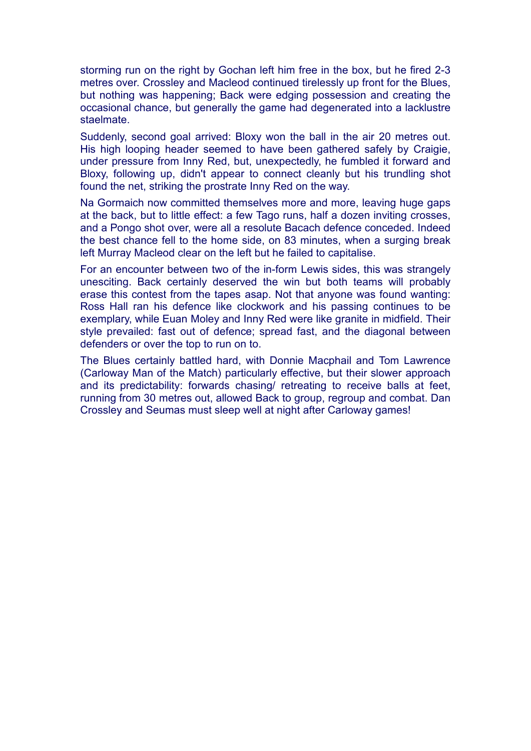storming run on the right by Gochan left him free in the box, but he fired 2-3 metres over. Crossley and Macleod continued tirelessly up front for the Blues, but nothing was happening; Back were edging possession and creating the occasional chance, but generally the game had degenerated into a lacklustre staelmate.

Suddenly, second goal arrived: Bloxy won the ball in the air 20 metres out. His high looping header seemed to have been gathered safely by Craigie, under pressure from Inny Red, but, unexpectedly, he fumbled it forward and Bloxy, following up, didn't appear to connect cleanly but his trundling shot found the net, striking the prostrate Inny Red on the way.

Na Gormaich now committed themselves more and more, leaving huge gaps at the back, but to little effect: a few Tago runs, half a dozen inviting crosses, and a Pongo shot over, were all a resolute Bacach defence conceded. Indeed the best chance fell to the home side, on 83 minutes, when a surging break left Murray Macleod clear on the left but he failed to capitalise.

For an encounter between two of the in-form Lewis sides, this was strangely unesciting. Back certainly deserved the win but both teams will probably erase this contest from the tapes asap. Not that anyone was found wanting: Ross Hall ran his defence like clockwork and his passing continues to be exemplary, while Euan Moley and Inny Red were like granite in midfield. Their style prevailed: fast out of defence; spread fast, and the diagonal between defenders or over the top to run on to.

The Blues certainly battled hard, with Donnie Macphail and Tom Lawrence (Carloway Man of the Match) particularly effective, but their slower approach and its predictability: forwards chasing/ retreating to receive balls at feet, running from 30 metres out, allowed Back to group, regroup and combat. Dan Crossley and Seumas must sleep well at night after Carloway games!